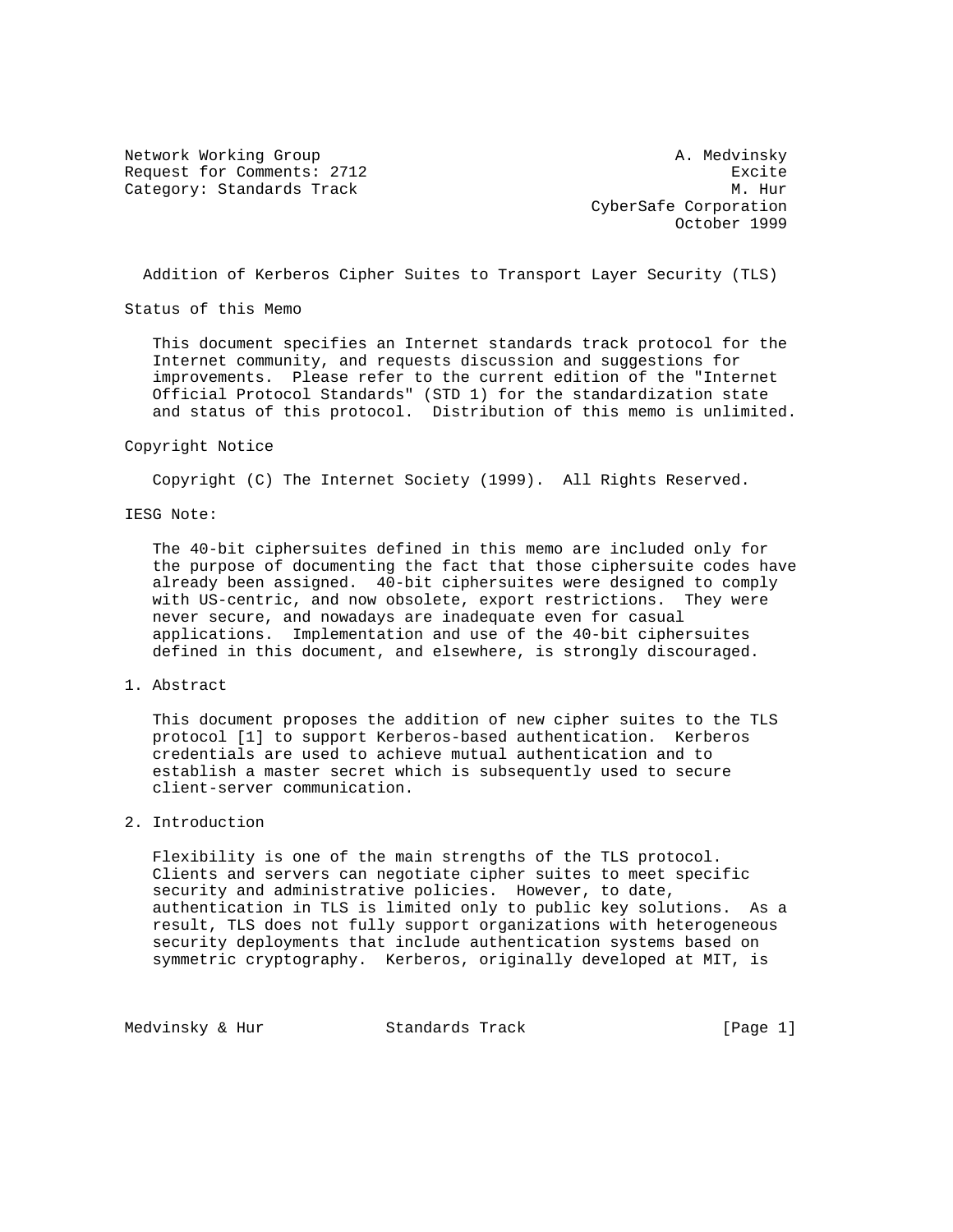Network Working Group A. Medvinsky
Request for Comments: 2712 Excite
Category: Standards Track M. Hur
CyberSafe Corporation
October 1999

# Addition of Kerberos Cipher Suites to Transport Layer Security (TLS)

## Status of this Memo

This document specifies an Internet standards track protocol for the Internet community, and requests discussion and suggestions for improvements. Please refer to the current edition of the "Internet Official Protocol Standards" (STD 1) for the standardization state and status of this protocol. Distribution of this memo is unlimited.

## Copyright Notice

Copyright (C) The Internet Society (1999). All Rights Reserved.

## IESG Note:

The 40-bit ciphersuites defined in this memo are included only for the purpose of documenting the fact that those ciphersuite codes have already been assigned. 40-bit ciphersuites were designed to comply with US-centric, and now obsolete, export restrictions. They were never secure, and nowadays are inadequate even for casual applications. Implementation and use of the 40-bit ciphersuites defined in this document, and elsewhere, is strongly discouraged.

## 1. Abstract

This document proposes the addition of new cipher suites to the TLS protocol [1] to support Kerberos-based authentication. Kerberos credentials are used to achieve mutual authentication and to establish a master secret which is subsequently used to secure client-server communication.

## 2. Introduction

Flexibility is one of the main strengths of the TLS protocol. Clients and servers can negotiate cipher suites to meet specific security and administrative policies. However, to date, authentication in TLS is limited only to public key solutions. As a result, TLS does not fully support organizations with heterogeneous security deployments that include authentication systems based on symmetric cryptography. Kerberos, originally developed at MIT, is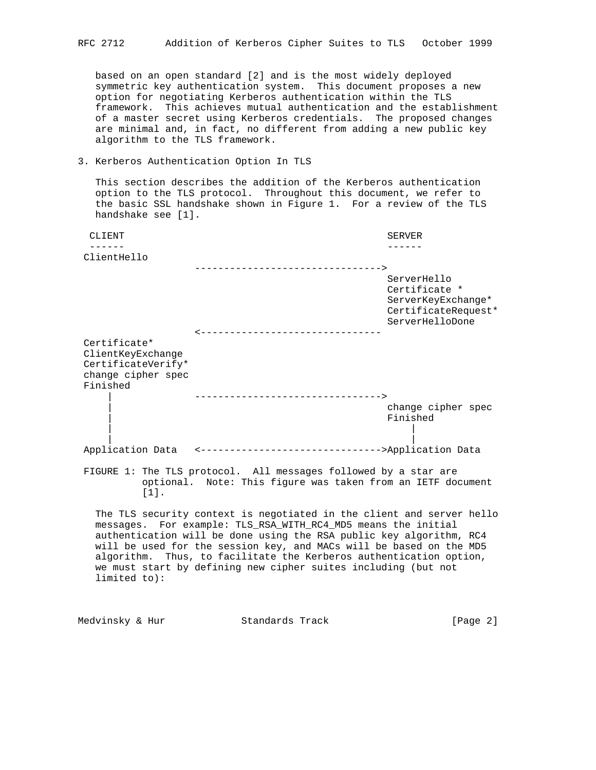based on an open standard [2] and is the most widely deployed symmetric key authentication system. This document proposes a new option for negotiating Kerberos authentication within the TLS framework. This achieves mutual authentication and the establishment of a master secret using Kerberos credentials. The proposed changes are minimal and, in fact, no different from adding a new public key algorithm to the TLS framework.

## 3. Kerberos Authentication Option In TLS

This section describes the addition of the Kerberos authentication option to the TLS protocol. Throughout this document, we refer to the basic SSL handshake shown in Figure 1. For a review of the TLS handshake see [1].

```
  CLIENT                                           SERVER
  ------                                           ------
 ClientHello
                   -------------------------------->
                                                   ServerHello
                                                   Certificate *
                                                   ServerKeyExchange*
                                                   CertificateRequest*
                                                   ServerHelloDone
                   <-------------------------------
 Certificate*
 ClientKeyExchange
 CertificateVerify*
 change cipher spec
 Finished
     |             -------------------------------->
     |                                             change cipher spec
     |                                             Finished
     |                                                |
     |                                                |
 Application Data   <------------------------------->Application Data
```

FIGURE 1: The TLS protocol. All messages followed by a star are optional. Note: This figure was taken from an IETF document [1].

The TLS security context is negotiated in the client and server hello messages. For example: TLS_RSA_WITH_RC4_MD5 means the initial authentication will be done using the RSA public key algorithm, RC4 will be used for the session key, and MACs will be based on the MD5 algorithm. Thus, to facilitate the Kerberos authentication option, we must start by defining new cipher suites including (but not limited to):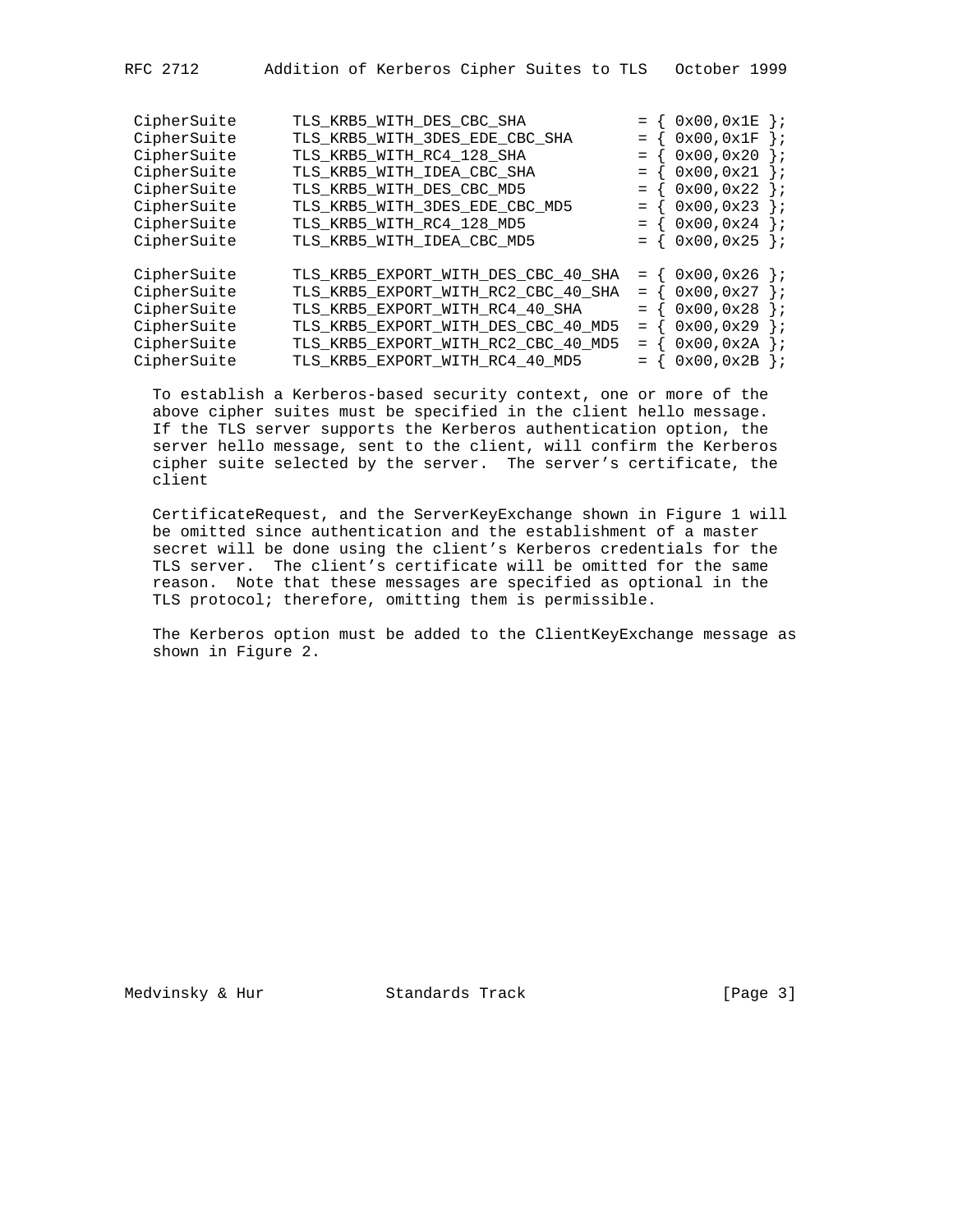```
CipherSuite      TLS_KRB5_WITH_DES_CBC_SHA           = { 0x00,0x1E };
CipherSuite      TLS_KRB5_WITH_3DES_EDE_CBC_SHA      = { 0x00,0x1F };
CipherSuite      TLS_KRB5_WITH_RC4_128_SHA           = { 0x00,0x20 };
CipherSuite      TLS_KRB5_WITH_IDEA_CBC_SHA          = { 0x00,0x21 };
CipherSuite      TLS_KRB5_WITH_DES_CBC_MD5           = { 0x00,0x22 };
CipherSuite      TLS_KRB5_WITH_3DES_EDE_CBC_MD5      = { 0x00,0x23 };
CipherSuite      TLS_KRB5_WITH_RC4_128_MD5           = { 0x00,0x24 };
CipherSuite      TLS_KRB5_WITH_IDEA_CBC_MD5          = { 0x00,0x25 };

CipherSuite      TLS_KRB5_EXPORT_WITH_DES_CBC_40_SHA = { 0x00,0x26 };
CipherSuite      TLS_KRB5_EXPORT_WITH_RC2_CBC_40_SHA = { 0x00,0x27 };
CipherSuite      TLS_KRB5_EXPORT_WITH_RC4_40_SHA     = { 0x00,0x28 };
CipherSuite      TLS_KRB5_EXPORT_WITH_DES_CBC_40_MD5 = { 0x00,0x29 };
CipherSuite      TLS_KRB5_EXPORT_WITH_RC2_CBC_40_MD5 = { 0x00,0x2A };
CipherSuite      TLS_KRB5_EXPORT_WITH_RC4_40_MD5     = { 0x00,0x2B };
```

To establish a Kerberos-based security context, one or more of the above cipher suites must be specified in the client hello message. If the TLS server supports the Kerberos authentication option, the server hello message, sent to the client, will confirm the Kerberos cipher suite selected by the server. The server's certificate, the client

CertificateRequest, and the ServerKeyExchange shown in Figure 1 will be omitted since authentication and the establishment of a master secret will be done using the client's Kerberos credentials for the TLS server. The client's certificate will be omitted for the same reason. Note that these messages are specified as optional in the TLS protocol; therefore, omitting them is permissible.

The Kerberos option must be added to the ClientKeyExchange message as shown in Figure 2.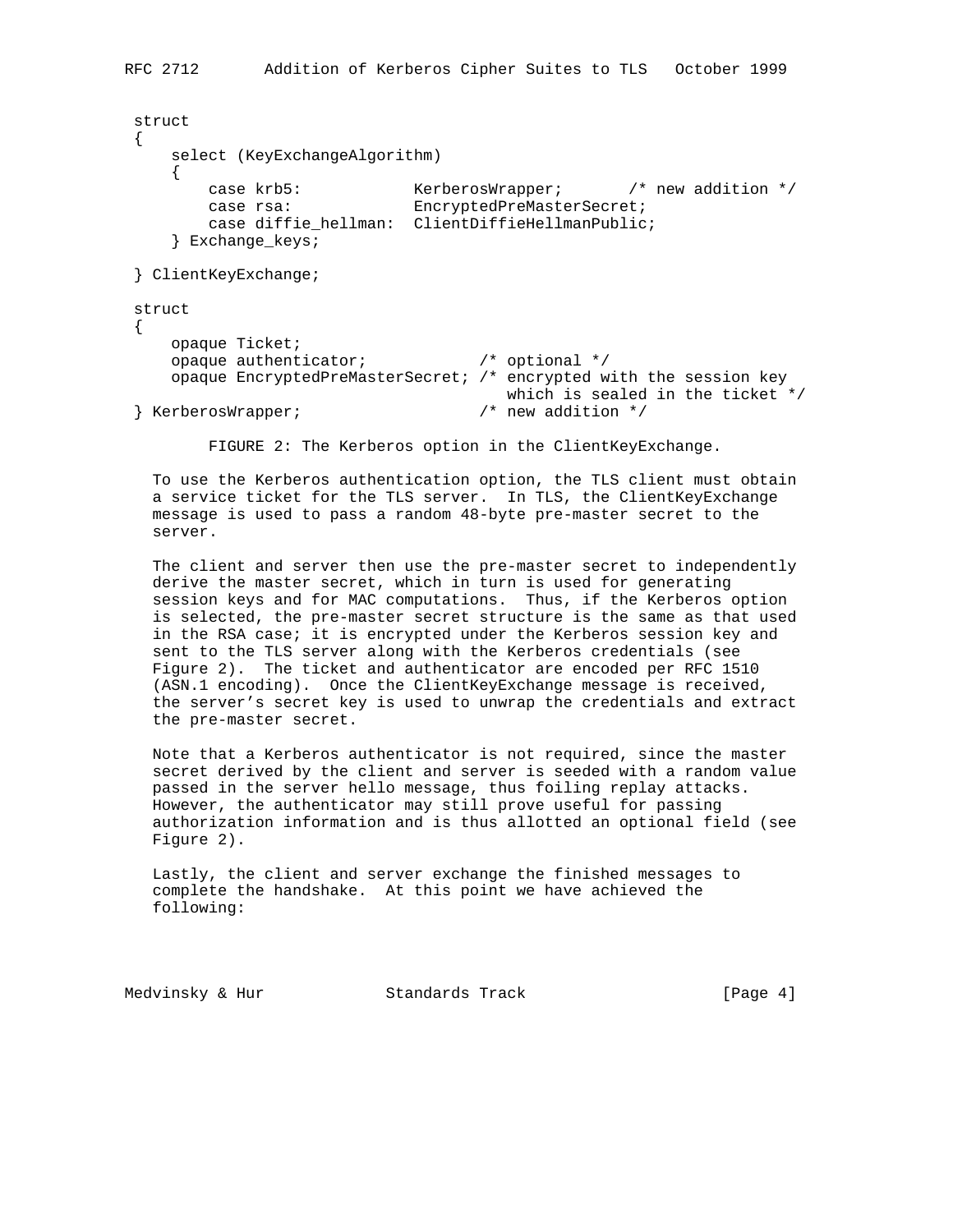```
struct
{
    select (KeyExchangeAlgorithm)
    {
        case krb5:            KerberosWrapper;       /* new addition */
        case rsa:             EncryptedPreMasterSecret;
        case diffie_hellman:  ClientDiffieHellmanPublic;
    } Exchange_keys;

} ClientKeyExchange;

struct
{
    opaque Ticket;
    opaque authenticator;            /* optional */
    opaque EncryptedPreMasterSecret; /* encrypted with the session key
                                        which is sealed in the ticket */
} KerberosWrapper;                   /* new addition */
```

FIGURE 2: The Kerberos option in the ClientKeyExchange.

To use the Kerberos authentication option, the TLS client must obtain a service ticket for the TLS server. In TLS, the ClientKeyExchange message is used to pass a random 48-byte pre-master secret to the server.

The client and server then use the pre-master secret to independently derive the master secret, which in turn is used for generating session keys and for MAC computations. Thus, if the Kerberos option is selected, the pre-master secret structure is the same as that used in the RSA case; it is encrypted under the Kerberos session key and sent to the TLS server along with the Kerberos credentials (see Figure 2). The ticket and authenticator are encoded per RFC 1510 (ASN.1 encoding). Once the ClientKeyExchange message is received, the server's secret key is used to unwrap the credentials and extract the pre-master secret.

Note that a Kerberos authenticator is not required, since the master secret derived by the client and server is seeded with a random value passed in the server hello message, thus foiling replay attacks. However, the authenticator may still prove useful for passing authorization information and is thus allotted an optional field (see Figure 2).

Lastly, the client and server exchange the finished messages to complete the handshake. At this point we have achieved the following: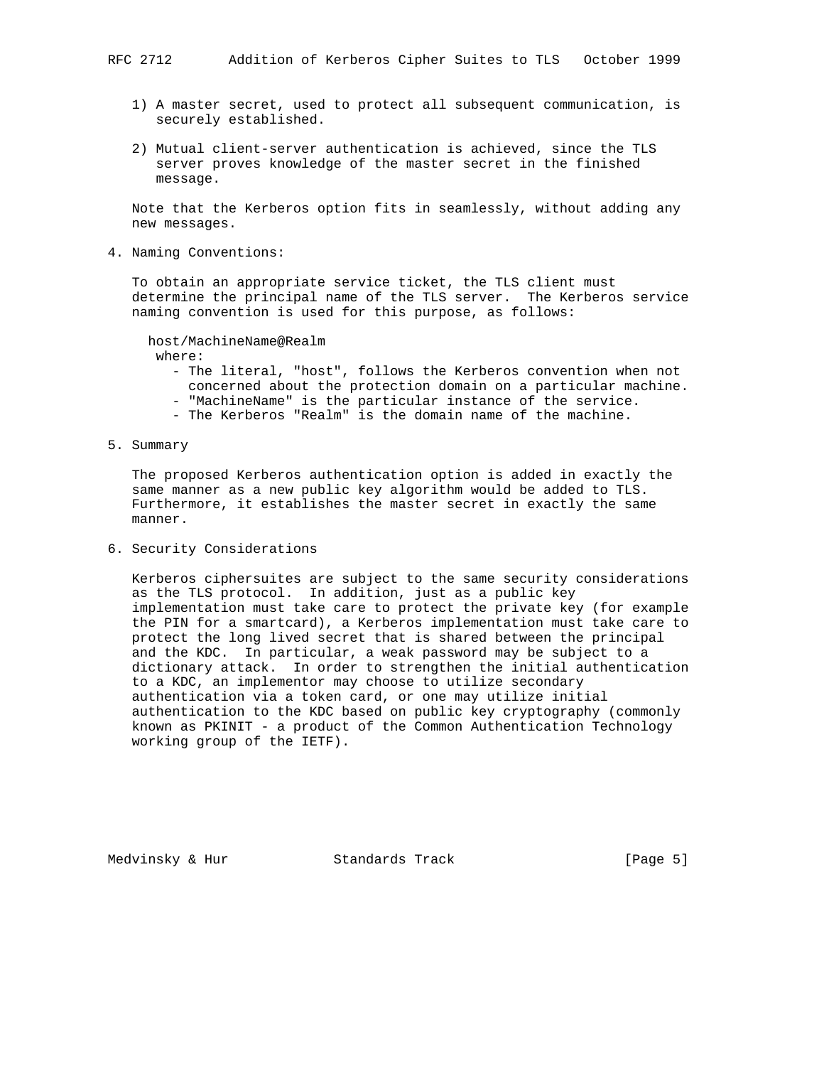1) A master secret, used to protect all subsequent communication, is securely established.

2) Mutual client-server authentication is achieved, since the TLS server proves knowledge of the master secret in the finished message.

Note that the Kerberos option fits in seamlessly, without adding any new messages.

## 4. Naming Conventions:

To obtain an appropriate service ticket, the TLS client must determine the principal name of the TLS server. The Kerberos service naming convention is used for this purpose, as follows:

```
  host/MachineName@Realm
   where:
     - The literal, "host", follows the Kerberos convention when not
       concerned about the protection domain on a particular machine.
     - "MachineName" is the particular instance of the service.
     - The Kerberos "Realm" is the domain name of the machine.
```

## 5. Summary

The proposed Kerberos authentication option is added in exactly the same manner as a new public key algorithm would be added to TLS. Furthermore, it establishes the master secret in exactly the same manner.

## 6. Security Considerations

Kerberos ciphersuites are subject to the same security considerations as the TLS protocol. In addition, just as a public key implementation must take care to protect the private key (for example the PIN for a smartcard), a Kerberos implementation must take care to protect the long lived secret that is shared between the principal and the KDC. In particular, a weak password may be subject to a dictionary attack. In order to strengthen the initial authentication to a KDC, an implementor may choose to utilize secondary authentication via a token card, or one may utilize initial authentication to the KDC based on public key cryptography (commonly known as PKINIT - a product of the Common Authentication Technology working group of the IETF).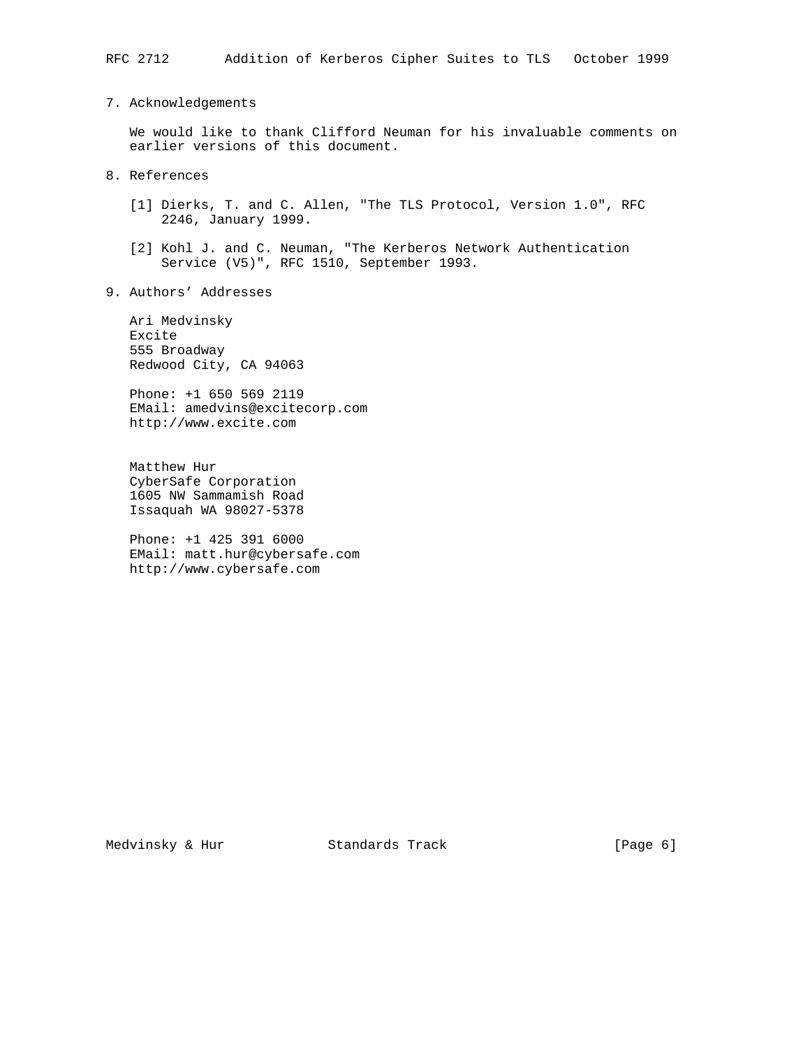## 7. Acknowledgements

We would like to thank Clifford Neuman for his invaluable comments on earlier versions of this document.

## 8. References

[1] Dierks, T. and C. Allen, "The TLS Protocol, Version 1.0", RFC 2246, January 1999.

[2] Kohl J. and C. Neuman, "The Kerberos Network Authentication Service (V5)", RFC 1510, September 1993.

## 9. Authors' Addresses

Ari Medvinsky
Excite
555 Broadway
Redwood City, CA 94063

Phone: +1 650 569 2119
EMail: amedvins@excitecorp.com
http://www.excite.com

Matthew Hur
CyberSafe Corporation
1605 NW Sammamish Road
Issaquah WA 98027-5378

Phone: +1 425 391 6000
EMail: matt.hur@cybersafe.com
http://www.cybersafe.com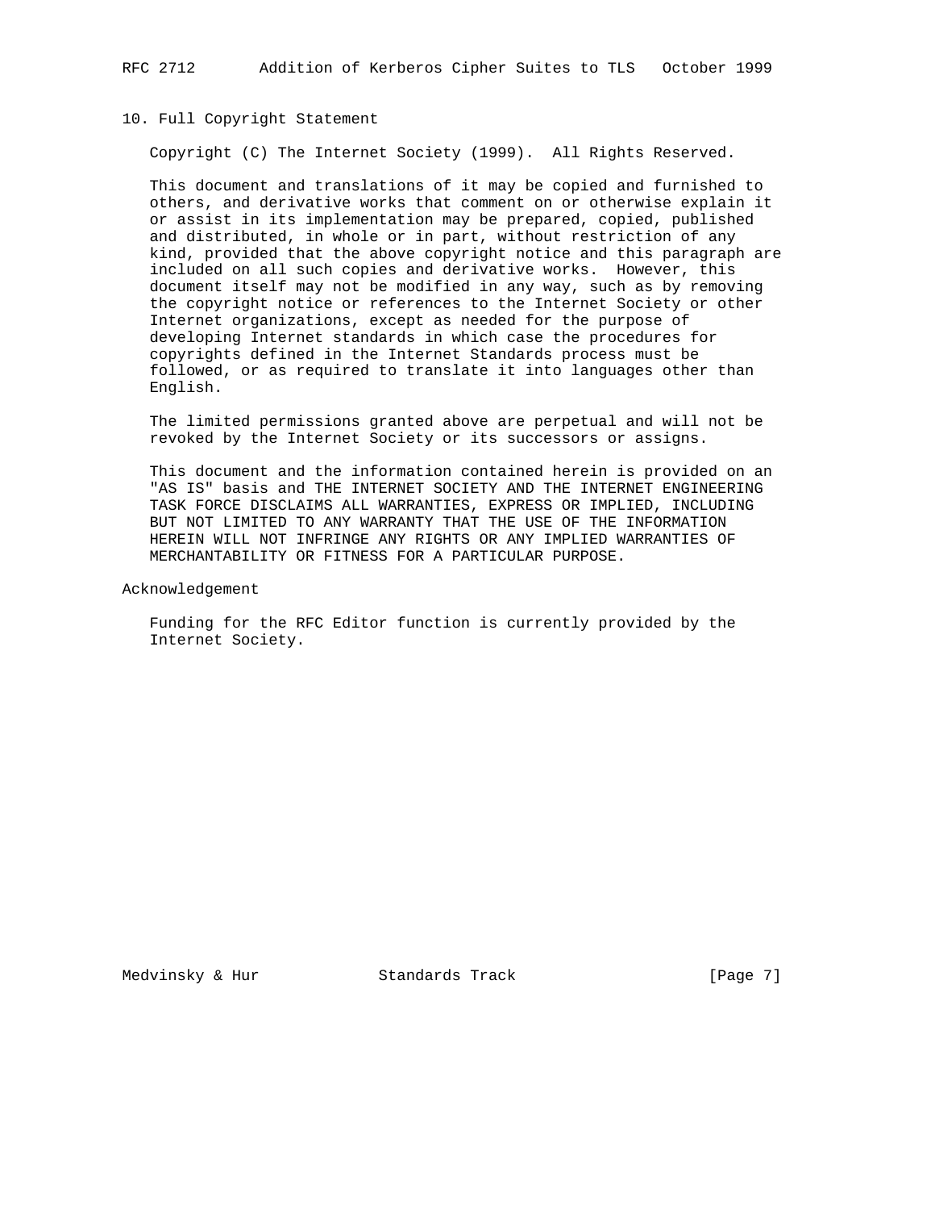## 10. Full Copyright Statement

Copyright (C) The Internet Society (1999). All Rights Reserved.

This document and translations of it may be copied and furnished to others, and derivative works that comment on or otherwise explain it or assist in its implementation may be prepared, copied, published and distributed, in whole or in part, without restriction of any kind, provided that the above copyright notice and this paragraph are included on all such copies and derivative works. However, this document itself may not be modified in any way, such as by removing the copyright notice or references to the Internet Society or other Internet organizations, except as needed for the purpose of developing Internet standards in which case the procedures for copyrights defined in the Internet Standards process must be followed, or as required to translate it into languages other than English.

The limited permissions granted above are perpetual and will not be revoked by the Internet Society or its successors or assigns.

This document and the information contained herein is provided on an "AS IS" basis and THE INTERNET SOCIETY AND THE INTERNET ENGINEERING TASK FORCE DISCLAIMS ALL WARRANTIES, EXPRESS OR IMPLIED, INCLUDING BUT NOT LIMITED TO ANY WARRANTY THAT THE USE OF THE INFORMATION HEREIN WILL NOT INFRINGE ANY RIGHTS OR ANY IMPLIED WARRANTIES OF MERCHANTABILITY OR FITNESS FOR A PARTICULAR PURPOSE.

## Acknowledgement

Funding for the RFC Editor function is currently provided by the Internet Society.